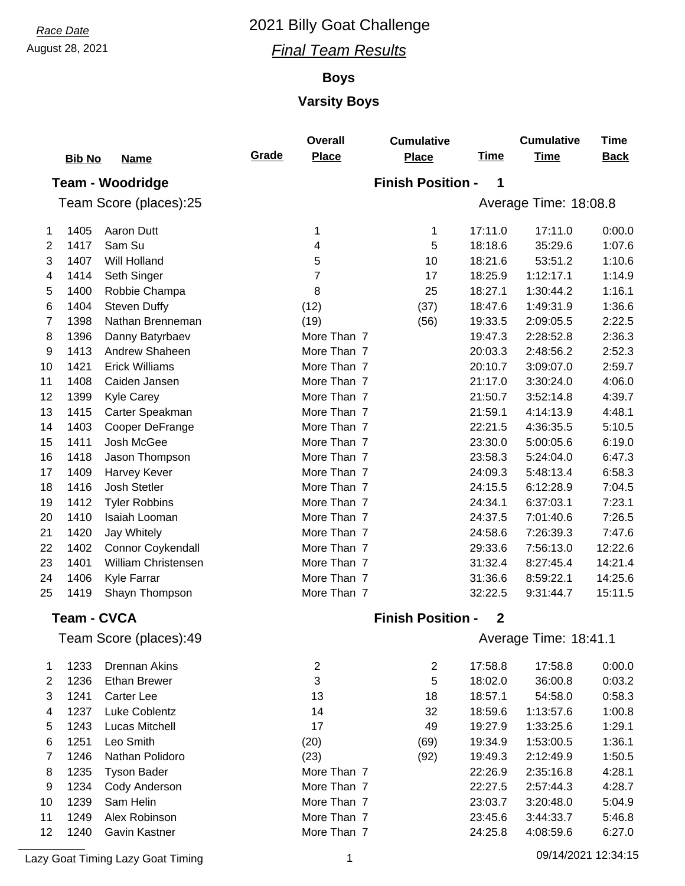Race Date

August 28, 2021

# 2021 Billy Goat Challenge

## *Final Team Results*

### Boys

### Varsity Boys

**Team - Woodridge** — **Finish Position - 1**

Team Score (places):25 — Average Time: 18:08.8

| | Bib No | Name | Grade | Overall Place | Cumulative Place | Time | Cumulative Time | Time Back |
|---|---|---|---|---|---|---|---|---|
| 1 | 1405 | Aaron Dutt | | 1 | 1 | 17:11.0 | 17:11.0 | 0:00.0 |
| 2 | 1417 | Sam Su | | 4 | 5 | 18:18.6 | 35:29.6 | 1:07.6 |
| 3 | 1407 | Will Holland | | 5 | 10 | 18:21.6 | 53:51.2 | 1:10.6 |
| 4 | 1414 | Seth Singer | | 7 | 17 | 18:25.9 | 1:12:17.1 | 1:14.9 |
| 5 | 1400 | Robbie Champa | | 8 | 25 | 18:27.1 | 1:30:44.2 | 1:16.1 |
| 6 | 1404 | Steven Duffy | | (12) | (37) | 18:47.6 | 1:49:31.9 | 1:36.6 |
| 7 | 1398 | Nathan Brenneman | | (19) | (56) | 19:33.5 | 2:09:05.5 | 2:22.5 |
| 8 | 1396 | Danny Batyrbaev | | More Than 7 | | 19:47.3 | 2:28:52.8 | 2:36.3 |
| 9 | 1413 | Andrew Shaheen | | More Than 7 | | 20:03.3 | 2:48:56.2 | 2:52.3 |
| 10 | 1421 | Erick Williams | | More Than 7 | | 20:10.7 | 3:09:07.0 | 2:59.7 |
| 11 | 1408 | Caiden Jansen | | More Than 7 | | 21:17.0 | 3:30:24.0 | 4:06.0 |
| 12 | 1399 | Kyle Carey | | More Than 7 | | 21:50.7 | 3:52:14.8 | 4:39.7 |
| 13 | 1415 | Carter Speakman | | More Than 7 | | 21:59.1 | 4:14:13.9 | 4:48.1 |
| 14 | 1403 | Cooper DeFrange | | More Than 7 | | 22:21.5 | 4:36:35.5 | 5:10.5 |
| 15 | 1411 | Josh McGee | | More Than 7 | | 23:30.0 | 5:00:05.6 | 6:19.0 |
| 16 | 1418 | Jason Thompson | | More Than 7 | | 23:58.3 | 5:24:04.0 | 6:47.3 |
| 17 | 1409 | Harvey Kever | | More Than 7 | | 24:09.3 | 5:48:13.4 | 6:58.3 |
| 18 | 1416 | Josh Stetler | | More Than 7 | | 24:15.5 | 6:12:28.9 | 7:04.5 |
| 19 | 1412 | Tyler Robbins | | More Than 7 | | 24:34.1 | 6:37:03.1 | 7:23.1 |
| 20 | 1410 | Isaiah Looman | | More Than 7 | | 24:37.5 | 7:01:40.6 | 7:26.5 |
| 21 | 1420 | Jay Whitely | | More Than 7 | | 24:58.6 | 7:26:39.3 | 7:47.6 |
| 22 | 1402 | Connor Coykendall | | More Than 7 | | 29:33.6 | 7:56:13.0 | 12:22.6 |
| 23 | 1401 | William Christensen | | More Than 7 | | 31:32.4 | 8:27:45.4 | 14:21.4 |
| 24 | 1406 | Kyle Farrar | | More Than 7 | | 31:36.6 | 8:59:22.1 | 14:25.6 |
| 25 | 1419 | Shayn Thompson | | More Than 7 | | 32:22.5 | 9:31:44.7 | 15:11.5 |

**Team - CVCA** — **Finish Position - 2**

Team Score (places):49 — Average Time: 18:41.1

| | Bib No | Name | Grade | Overall Place | Cumulative Place | Time | Cumulative Time | Time Back |
|---|---|---|---|---|---|---|---|---|
| 1 | 1233 | Drennan Akins | | 2 | 2 | 17:58.8 | 17:58.8 | 0:00.0 |
| 2 | 1236 | Ethan Brewer | | 3 | 5 | 18:02.0 | 36:00.8 | 0:03.2 |
| 3 | 1241 | Carter Lee | | 13 | 18 | 18:57.1 | 54:58.0 | 0:58.3 |
| 4 | 1237 | Luke Coblentz | | 14 | 32 | 18:59.6 | 1:13:57.6 | 1:00.8 |
| 5 | 1243 | Lucas Mitchell | | 17 | 49 | 19:27.9 | 1:33:25.6 | 1:29.1 |
| 6 | 1251 | Leo Smith | | (20) | (69) | 19:34.9 | 1:53:00.5 | 1:36.1 |
| 7 | 1246 | Nathan Polidoro | | (23) | (92) | 19:49.3 | 2:12:49.9 | 1:50.5 |
| 8 | 1235 | Tyson Bader | | More Than 7 | | 22:26.9 | 2:35:16.8 | 4:28.1 |
| 9 | 1234 | Cody Anderson | | More Than 7 | | 22:27.5 | 2:57:44.3 | 4:28.7 |
| 10 | 1239 | Sam Helin | | More Than 7 | | 23:03.7 | 3:20:48.0 | 5:04.9 |
| 11 | 1249 | Alex Robinson | | More Than 7 | | 23:45.6 | 3:44:33.7 | 5:46.8 |
| 12 | 1240 | Gavin Kastner | | More Than 7 | | 24:25.8 | 4:08:59.6 | 6:27.0 |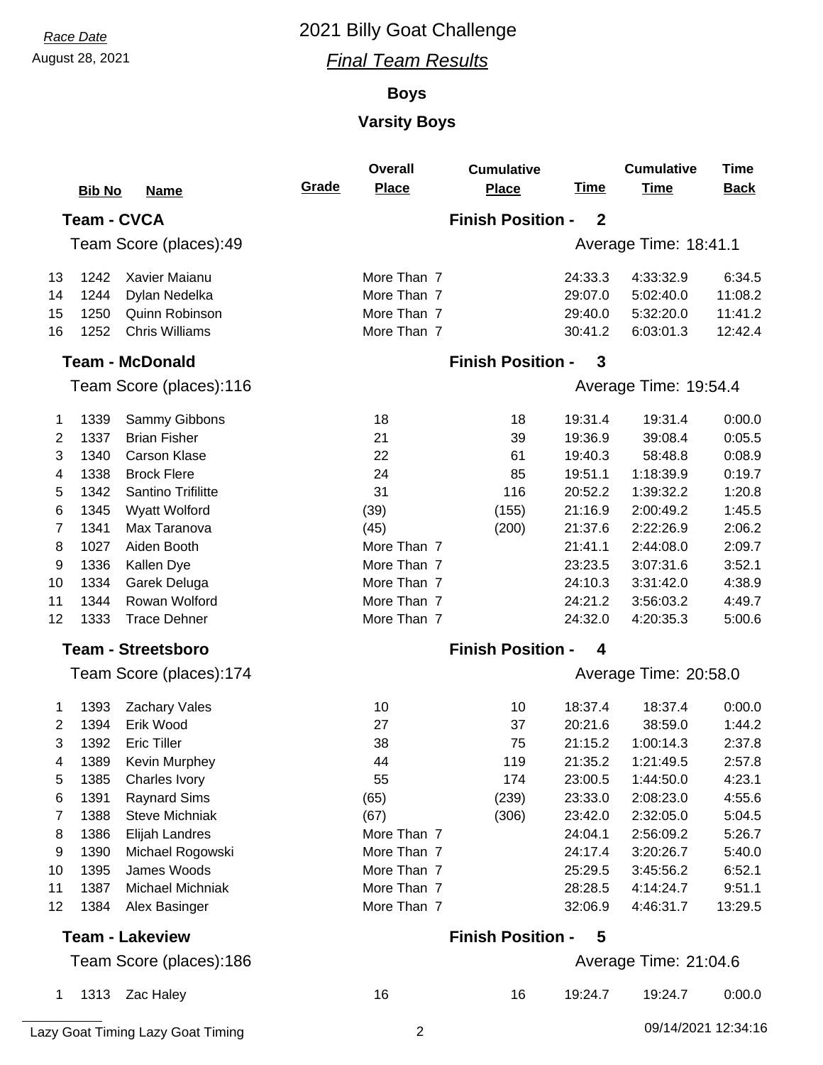Race Date

August 28, 2021

# 2021 Billy Goat Challenge

## *Final Team Results*

### Boys

### Varsity Boys

| | Bib No | Name | Grade | Overall Place | Cumulative Place | Time | Cumulative Time | Time Back |
|---|---|---|---|---|---|---|---|---|
| **Team - CVCA** | | | | | **Finish Position - 2** | | | |
| Team Score (places):49 | | | | | | Average Time: 18:41.1 | | |
| 13 | 1242 | Xavier Maianu | | More Than 7 | | 24:33.3 | 4:33:32.9 | 6:34.5 |
| 14 | 1244 | Dylan Nedelka | | More Than 7 | | 29:07.0 | 5:02:40.0 | 11:08.2 |
| 15 | 1250 | Quinn Robinson | | More Than 7 | | 29:40.0 | 5:32:20.0 | 11:41.2 |
| 16 | 1252 | Chris Williams | | More Than 7 | | 30:41.2 | 6:03:01.3 | 12:42.4 |
| **Team - McDonald** | | | | | **Finish Position - 3** | | | |
| Team Score (places):116 | | | | | | Average Time: 19:54.4 | | |
| 1 | 1339 | Sammy Gibbons | | 18 | 18 | 19:31.4 | 19:31.4 | 0:00.0 |
| 2 | 1337 | Brian Fisher | | 21 | 39 | 19:36.9 | 39:08.4 | 0:05.5 |
| 3 | 1340 | Carson Klase | | 22 | 61 | 19:40.3 | 58:48.8 | 0:08.9 |
| 4 | 1338 | Brock Flere | | 24 | 85 | 19:51.1 | 1:18:39.9 | 0:19.7 |
| 5 | 1342 | Santino Trifilitte | | 31 | 116 | 20:52.2 | 1:39:32.2 | 1:20.8 |
| 6 | 1345 | Wyatt Wolford | | (39) | (155) | 21:16.9 | 2:00:49.2 | 1:45.5 |
| 7 | 1341 | Max Taranova | | (45) | (200) | 21:37.6 | 2:22:26.9 | 2:06.2 |
| 8 | 1027 | Aiden Booth | | More Than 7 | | 21:41.1 | 2:44:08.0 | 2:09.7 |
| 9 | 1336 | Kallen Dye | | More Than 7 | | 23:23.5 | 3:07:31.6 | 3:52.1 |
| 10 | 1334 | Garek Deluga | | More Than 7 | | 24:10.3 | 3:31:42.0 | 4:38.9 |
| 11 | 1344 | Rowan Wolford | | More Than 7 | | 24:21.2 | 3:56:03.2 | 4:49.7 |
| 12 | 1333 | Trace Dehner | | More Than 7 | | 24:32.0 | 4:20:35.3 | 5:00.6 |
| **Team - Streetsboro** | | | | | **Finish Position - 4** | | | |
| Team Score (places):174 | | | | | | Average Time: 20:58.0 | | |
| 1 | 1393 | Zachary Vales | | 10 | 10 | 18:37.4 | 18:37.4 | 0:00.0 |
| 2 | 1394 | Erik Wood | | 27 | 37 | 20:21.6 | 38:59.0 | 1:44.2 |
| 3 | 1392 | Eric Tiller | | 38 | 75 | 21:15.2 | 1:00:14.3 | 2:37.8 |
| 4 | 1389 | Kevin Murphey | | 44 | 119 | 21:35.2 | 1:21:49.5 | 2:57.8 |
| 5 | 1385 | Charles Ivory | | 55 | 174 | 23:00.5 | 1:44:50.0 | 4:23.1 |
| 6 | 1391 | Raynard Sims | | (65) | (239) | 23:33.0 | 2:08:23.0 | 4:55.6 |
| 7 | 1388 | Steve Michniak | | (67) | (306) | 23:42.0 | 2:32:05.0 | 5:04.5 |
| 8 | 1386 | Elijah Landres | | More Than 7 | | 24:04.1 | 2:56:09.2 | 5:26.7 |
| 9 | 1390 | Michael Rogowski | | More Than 7 | | 24:17.4 | 3:20:26.7 | 5:40.0 |
| 10 | 1395 | James Woods | | More Than 7 | | 25:29.5 | 3:45:56.2 | 6:52.1 |
| 11 | 1387 | Michael Michniak | | More Than 7 | | 28:28.5 | 4:14:24.7 | 9:51.1 |
| 12 | 1384 | Alex Basinger | | More Than 7 | | 32:06.9 | 4:46:31.7 | 13:29.5 |
| **Team - Lakeview** | | | | | **Finish Position - 5** | | | |
| Team Score (places):186 | | | | | | Average Time: 21:04.6 | | |
| 1 | 1313 | Zac Haley | | 16 | 16 | 19:24.7 | 19:24.7 | 0:00.0 |

Lazy Goat Timing Lazy Goat Timing

09/14/2021 12:34:16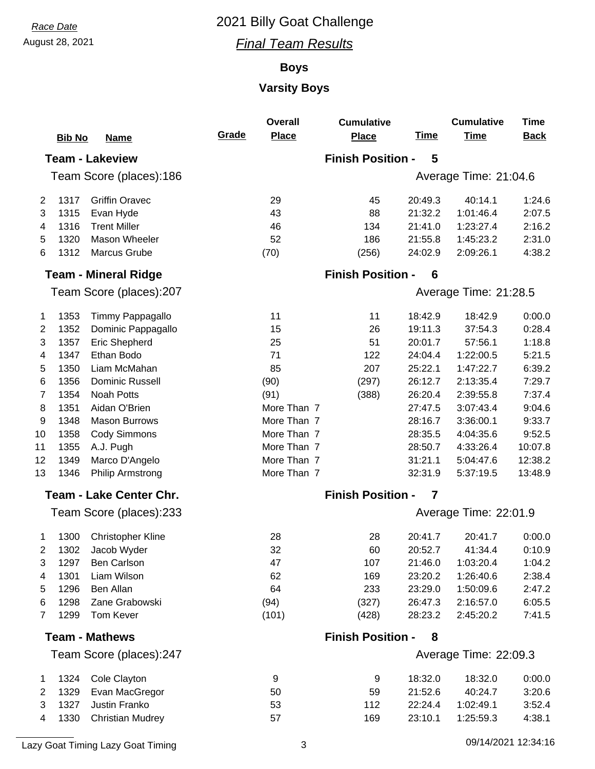Race Date

August 28, 2021

# 2021 Billy Goat Challenge

## *Final Team Results*

### Boys

### Varsity Boys

| | Bib No | Name | Grade | Overall Place | Cumulative Place | Time | Cumulative Time | Time Back |
|---|---|---|---|---|---|---|---|---|
| **Team - Lakeview** | | | | | **Finish Position - 5** | | | |
| Team Score (places):186 | | | | | Average Time: 21:04.6 | | | |
| 2 | 1317 | Griffin Oravec | | 29 | 45 | 20:49.3 | 40:14.1 | 1:24.6 |
| 3 | 1315 | Evan Hyde | | 43 | 88 | 21:32.2 | 1:01:46.4 | 2:07.5 |
| 4 | 1316 | Trent Miller | | 46 | 134 | 21:41.0 | 1:23:27.4 | 2:16.2 |
| 5 | 1320 | Mason Wheeler | | 52 | 186 | 21:55.8 | 1:45:23.2 | 2:31.0 |
| 6 | 1312 | Marcus Grube | | (70) | (256) | 24:02.9 | 2:09:26.1 | 4:38.2 |
| **Team - Mineral Ridge** | | | | | **Finish Position - 6** | | | |
| Team Score (places):207 | | | | | Average Time: 21:28.5 | | | |
| 1 | 1353 | Timmy Pappagallo | | 11 | 11 | 18:42.9 | 18:42.9 | 0:00.0 |
| 2 | 1352 | Dominic Pappagallo | | 15 | 26 | 19:11.3 | 37:54.3 | 0:28.4 |
| 3 | 1357 | Eric Shepherd | | 25 | 51 | 20:01.7 | 57:56.1 | 1:18.8 |
| 4 | 1347 | Ethan Bodo | | 71 | 122 | 24:04.4 | 1:22:00.5 | 5:21.5 |
| 5 | 1350 | Liam McMahan | | 85 | 207 | 25:22.1 | 1:47:22.7 | 6:39.2 |
| 6 | 1356 | Dominic Russell | | (90) | (297) | 26:12.7 | 2:13:35.4 | 7:29.7 |
| 7 | 1354 | Noah Potts | | (91) | (388) | 26:20.4 | 2:39:55.8 | 7:37.4 |
| 8 | 1351 | Aidan O'Brien | | More Than 7 | | 27:47.5 | 3:07:43.4 | 9:04.6 |
| 9 | 1348 | Mason Burrows | | More Than 7 | | 28:16.7 | 3:36:00.1 | 9:33.7 |
| 10 | 1358 | Cody Simmons | | More Than 7 | | 28:35.5 | 4:04:35.6 | 9:52.5 |
| 11 | 1355 | A.J. Pugh | | More Than 7 | | 28:50.7 | 4:33:26.4 | 10:07.8 |
| 12 | 1349 | Marco D'Angelo | | More Than 7 | | 31:21.1 | 5:04:47.6 | 12:38.2 |
| 13 | 1346 | Philip Armstrong | | More Than 7 | | 32:31.9 | 5:37:19.5 | 13:48.9 |
| **Team - Lake Center Chr.** | | | | | **Finish Position - 7** | | | |
| Team Score (places):233 | | | | | Average Time: 22:01.9 | | | |
| 1 | 1300 | Christopher Kline | | 28 | 28 | 20:41.7 | 20:41.7 | 0:00.0 |
| 2 | 1302 | Jacob Wyder | | 32 | 60 | 20:52.7 | 41:34.4 | 0:10.9 |
| 3 | 1297 | Ben Carlson | | 47 | 107 | 21:46.0 | 1:03:20.4 | 1:04.2 |
| 4 | 1301 | Liam Wilson | | 62 | 169 | 23:20.2 | 1:26:40.6 | 2:38.4 |
| 5 | 1296 | Ben Allan | | 64 | 233 | 23:29.0 | 1:50:09.6 | 2:47.2 |
| 6 | 1298 | Zane Grabowski | | (94) | (327) | 26:47.3 | 2:16:57.0 | 6:05.5 |
| 7 | 1299 | Tom Kever | | (101) | (428) | 28:23.2 | 2:45:20.2 | 7:41.5 |
| **Team - Mathews** | | | | | **Finish Position - 8** | | | |
| Team Score (places):247 | | | | | Average Time: 22:09.3 | | | |
| 1 | 1324 | Cole Clayton | | 9 | 9 | 18:32.0 | 18:32.0 | 0:00.0 |
| 2 | 1329 | Evan MacGregor | | 50 | 59 | 21:52.6 | 40:24.7 | 3:20.6 |
| 3 | 1327 | Justin Franko | | 53 | 112 | 22:24.4 | 1:02:49.1 | 3:52.4 |
| 4 | 1330 | Christian Mudrey | | 57 | 169 | 23:10.1 | 1:25:59.3 | 4:38.1 |

Lazy Goat Timing Lazy Goat Timing 09/14/2021 12:34:16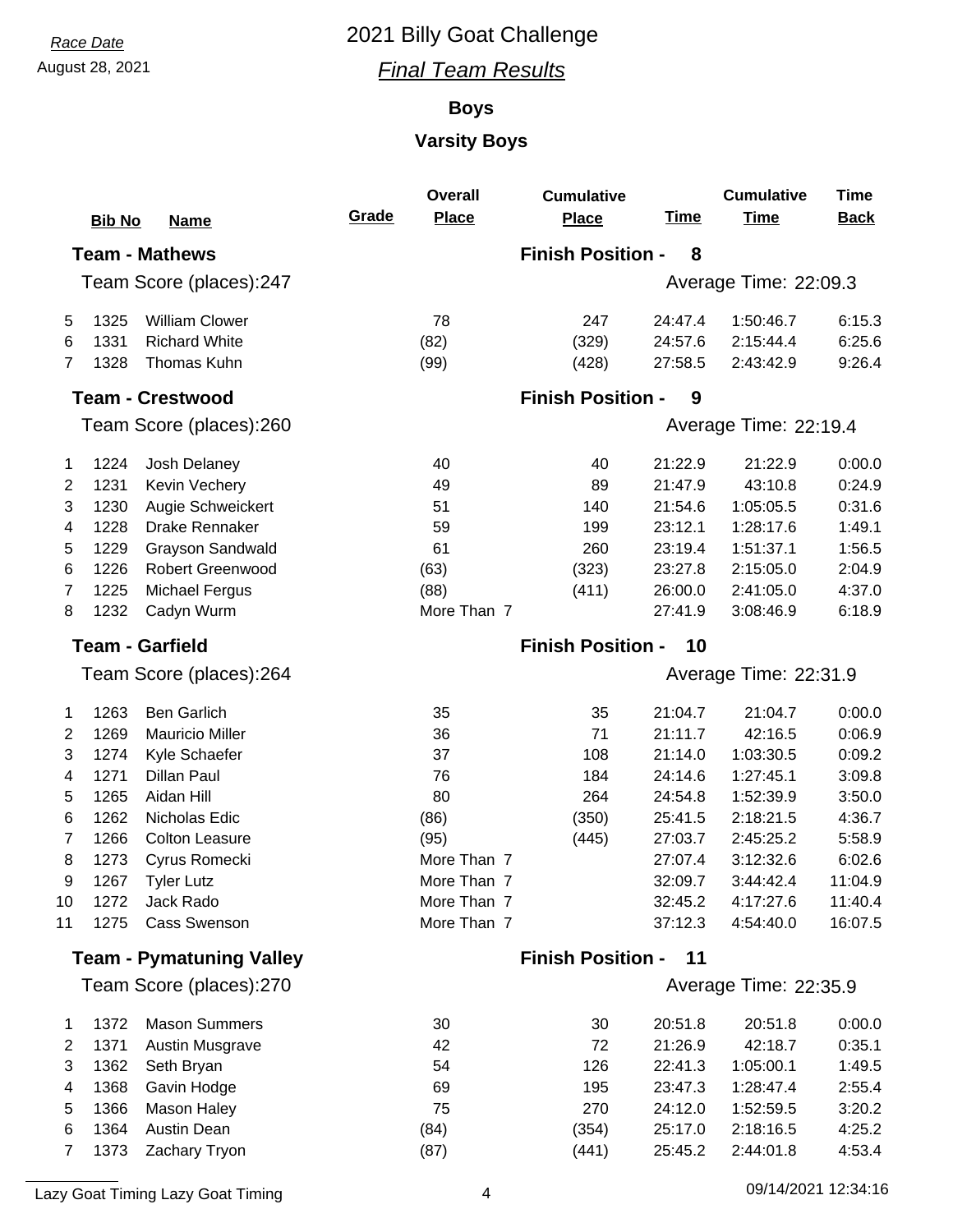Race Date

August 28, 2021

# 2021 Billy Goat Challenge

## *Final Team Results*

### Boys

### Varsity Boys

| | Bib No | Name | Grade | Overall Place | Cumulative Place | Time | Cumulative Time | Time Back |
|---|---|---|---|---|---|---|---|---|
| **Team - Mathews** | | | | | **Finish Position - 8** | | | |
| Team Score (places):247 | | | | | | Average Time: 22:09.3 | | |
| 5 | 1325 | William Clower | | 78 | 247 | 24:47.4 | 1:50:46.7 | 6:15.3 |
| 6 | 1331 | Richard White | | (82) | (329) | 24:57.6 | 2:15:44.4 | 6:25.6 |
| 7 | 1328 | Thomas Kuhn | | (99) | (428) | 27:58.5 | 2:43:42.9 | 9:26.4 |
| **Team - Crestwood** | | | | | **Finish Position - 9** | | | |
| Team Score (places):260 | | | | | | Average Time: 22:19.4 | | |
| 1 | 1224 | Josh Delaney | | 40 | 40 | 21:22.9 | 21:22.9 | 0:00.0 |
| 2 | 1231 | Kevin Vechery | | 49 | 89 | 21:47.9 | 43:10.8 | 0:24.9 |
| 3 | 1230 | Augie Schweickert | | 51 | 140 | 21:54.6 | 1:05:05.5 | 0:31.6 |
| 4 | 1228 | Drake Rennaker | | 59 | 199 | 23:12.1 | 1:28:17.6 | 1:49.1 |
| 5 | 1229 | Grayson Sandwald | | 61 | 260 | 23:19.4 | 1:51:37.1 | 1:56.5 |
| 6 | 1226 | Robert Greenwood | | (63) | (323) | 23:27.8 | 2:15:05.0 | 2:04.9 |
| 7 | 1225 | Michael Fergus | | (88) | (411) | 26:00.0 | 2:41:05.0 | 4:37.0 |
| 8 | 1232 | Cadyn Wurm | | More Than 7 | | 27:41.9 | 3:08:46.9 | 6:18.9 |
| **Team - Garfield** | | | | | **Finish Position - 10** | | | |
| Team Score (places):264 | | | | | | Average Time: 22:31.9 | | |
| 1 | 1263 | Ben Garlich | | 35 | 35 | 21:04.7 | 21:04.7 | 0:00.0 |
| 2 | 1269 | Mauricio Miller | | 36 | 71 | 21:11.7 | 42:16.5 | 0:06.9 |
| 3 | 1274 | Kyle Schaefer | | 37 | 108 | 21:14.0 | 1:03:30.5 | 0:09.2 |
| 4 | 1271 | Dillan Paul | | 76 | 184 | 24:14.6 | 1:27:45.1 | 3:09.8 |
| 5 | 1265 | Aidan Hill | | 80 | 264 | 24:54.8 | 1:52:39.9 | 3:50.0 |
| 6 | 1262 | Nicholas Edic | | (86) | (350) | 25:41.5 | 2:18:21.5 | 4:36.7 |
| 7 | 1266 | Colton Leasure | | (95) | (445) | 27:03.7 | 2:45:25.2 | 5:58.9 |
| 8 | 1273 | Cyrus Romecki | | More Than 7 | | 27:07.4 | 3:12:32.6 | 6:02.6 |
| 9 | 1267 | Tyler Lutz | | More Than 7 | | 32:09.7 | 3:44:42.4 | 11:04.9 |
| 10 | 1272 | Jack Rado | | More Than 7 | | 32:45.2 | 4:17:27.6 | 11:40.4 |
| 11 | 1275 | Cass Swenson | | More Than 7 | | 37:12.3 | 4:54:40.0 | 16:07.5 |
| **Team - Pymatuning Valley** | | | | | **Finish Position - 11** | | | |
| Team Score (places):270 | | | | | | Average Time: 22:35.9 | | |
| 1 | 1372 | Mason Summers | | 30 | 30 | 20:51.8 | 20:51.8 | 0:00.0 |
| 2 | 1371 | Austin Musgrave | | 42 | 72 | 21:26.9 | 42:18.7 | 0:35.1 |
| 3 | 1362 | Seth Bryan | | 54 | 126 | 22:41.3 | 1:05:00.1 | 1:49.5 |
| 4 | 1368 | Gavin Hodge | | 69 | 195 | 23:47.3 | 1:28:47.4 | 2:55.4 |
| 5 | 1366 | Mason Haley | | 75 | 270 | 24:12.0 | 1:52:59.5 | 3:20.2 |
| 6 | 1364 | Austin Dean | | (84) | (354) | 25:17.0 | 2:18:16.5 | 4:25.2 |
| 7 | 1373 | Zachary Tryon | | (87) | (441) | 25:45.2 | 2:44:01.8 | 4:53.4 |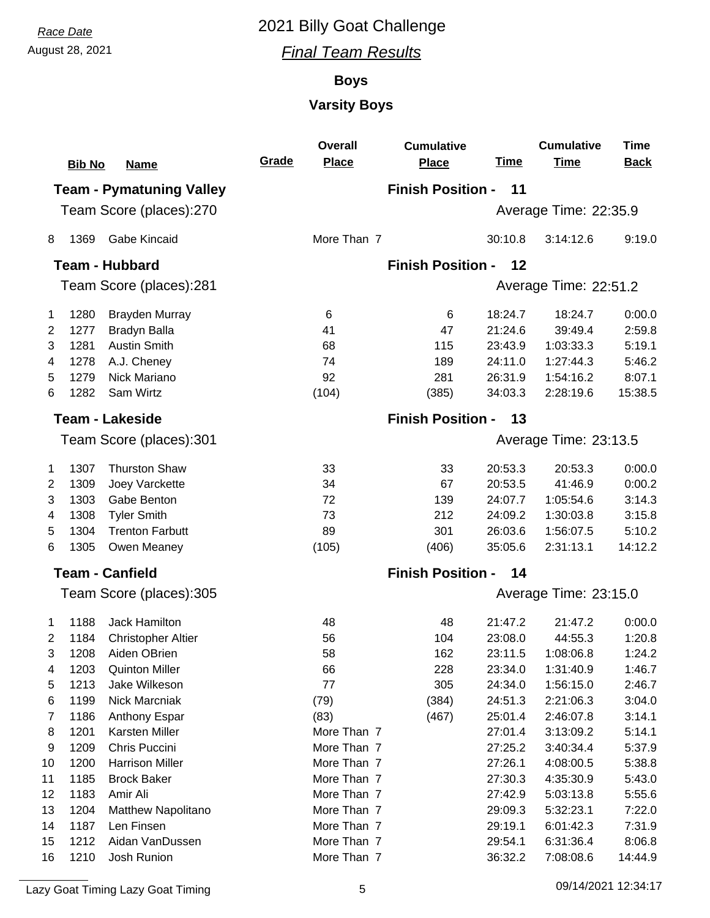Race Date

August 28, 2021

# 2021 Billy Goat Challenge

## *Final Team Results*

### Boys

### Varsity Boys

| | Bib No | Name | Grade | Overall Place | Cumulative Place | Time | Cumulative Time | Time Back |
|---|---|---|---|---|---|---|---|---|
| **Team - Pymatuning Valley** | | | | | **Finish Position - 11** | | | |
| Team Score (places):270 | | | | | | Average Time: 22:35.9 | | |
| 8 | 1369 | Gabe Kincaid | | More Than 7 | | 30:10.8 | 3:14:12.6 | 9:19.0 |
| **Team - Hubbard** | | | | | **Finish Position - 12** | | | |
| Team Score (places):281 | | | | | | Average Time: 22:51.2 | | |
| 1 | 1280 | Brayden Murray | | 6 | 6 | 18:24.7 | 18:24.7 | 0:00.0 |
| 2 | 1277 | Bradyn Balla | | 41 | 47 | 21:24.6 | 39:49.4 | 2:59.8 |
| 3 | 1281 | Austin Smith | | 68 | 115 | 23:43.9 | 1:03:33.3 | 5:19.1 |
| 4 | 1278 | A.J. Cheney | | 74 | 189 | 24:11.0 | 1:27:44.3 | 5:46.2 |
| 5 | 1279 | Nick Mariano | | 92 | 281 | 26:31.9 | 1:54:16.2 | 8:07.1 |
| 6 | 1282 | Sam Wirtz | | (104) | (385) | 34:03.3 | 2:28:19.6 | 15:38.5 |
| **Team - Lakeside** | | | | | **Finish Position - 13** | | | |
| Team Score (places):301 | | | | | | Average Time: 23:13.5 | | |
| 1 | 1307 | Thurston Shaw | | 33 | 33 | 20:53.3 | 20:53.3 | 0:00.0 |
| 2 | 1309 | Joey Varckette | | 34 | 67 | 20:53.5 | 41:46.9 | 0:00.2 |
| 3 | 1303 | Gabe Benton | | 72 | 139 | 24:07.7 | 1:05:54.6 | 3:14.3 |
| 4 | 1308 | Tyler Smith | | 73 | 212 | 24:09.2 | 1:30:03.8 | 3:15.8 |
| 5 | 1304 | Trenton Farbutt | | 89 | 301 | 26:03.6 | 1:56:07.5 | 5:10.2 |
| 6 | 1305 | Owen Meaney | | (105) | (406) | 35:05.6 | 2:31:13.1 | 14:12.2 |
| **Team - Canfield** | | | | | **Finish Position - 14** | | | |
| Team Score (places):305 | | | | | | Average Time: 23:15.0 | | |
| 1 | 1188 | Jack Hamilton | | 48 | 48 | 21:47.2 | 21:47.2 | 0:00.0 |
| 2 | 1184 | Christopher Altier | | 56 | 104 | 23:08.0 | 44:55.3 | 1:20.8 |
| 3 | 1208 | Aiden OBrien | | 58 | 162 | 23:11.5 | 1:08:06.8 | 1:24.2 |
| 4 | 1203 | Quinton Miller | | 66 | 228 | 23:34.0 | 1:31:40.9 | 1:46.7 |
| 5 | 1213 | Jake Wilkeson | | 77 | 305 | 24:34.0 | 1:56:15.0 | 2:46.7 |
| 6 | 1199 | Nick Marcniak | | (79) | (384) | 24:51.3 | 2:21:06.3 | 3:04.0 |
| 7 | 1186 | Anthony Espar | | (83) | (467) | 25:01.4 | 2:46:07.8 | 3:14.1 |
| 8 | 1201 | Karsten Miller | | More Than 7 | | 27:01.4 | 3:13:09.2 | 5:14.1 |
| 9 | 1209 | Chris Puccini | | More Than 7 | | 27:25.2 | 3:40:34.4 | 5:37.9 |
| 10 | 1200 | Harrison Miller | | More Than 7 | | 27:26.1 | 4:08:00.5 | 5:38.8 |
| 11 | 1185 | Brock Baker | | More Than 7 | | 27:30.3 | 4:35:30.9 | 5:43.0 |
| 12 | 1183 | Amir Ali | | More Than 7 | | 27:42.9 | 5:03:13.8 | 5:55.6 |
| 13 | 1204 | Matthew Napolitano | | More Than 7 | | 29:09.3 | 5:32:23.1 | 7:22.0 |
| 14 | 1187 | Len Finsen | | More Than 7 | | 29:19.1 | 6:01:42.3 | 7:31.9 |
| 15 | 1212 | Aidan VanDussen | | More Than 7 | | 29:54.1 | 6:31:36.4 | 8:06.8 |
| 16 | 1210 | Josh Runion | | More Than 7 | | 36:32.2 | 7:08:08.6 | 14:44.9 |

Lazy Goat Timing Lazy Goat Timing

09/14/2021 12:34:17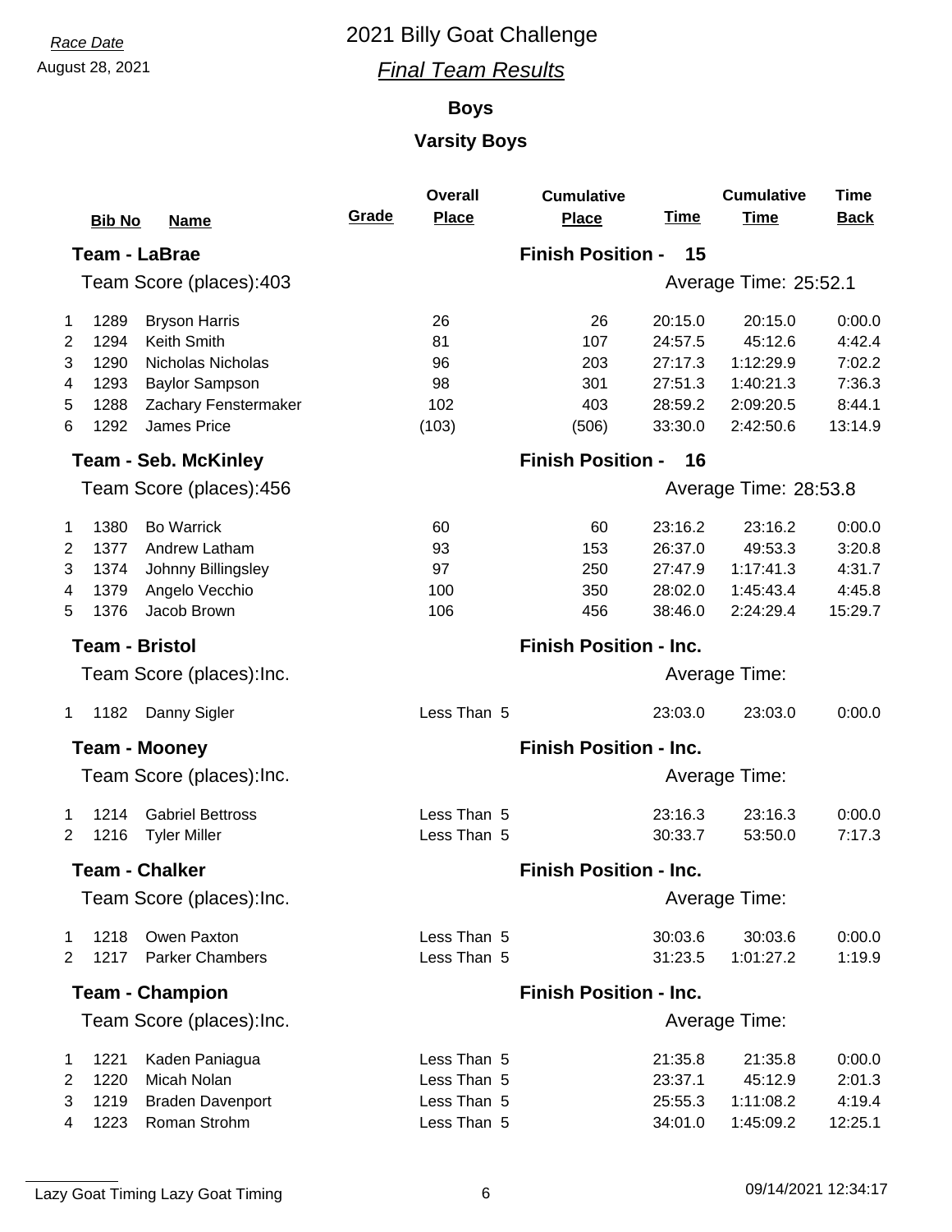Race Date

August 28, 2021

# 2021 Billy Goat Challenge

## *Final Team Results*

### Boys

### Varsity Boys

| | Bib No | Name | Grade | Overall Place | Cumulative Place | Time | Cumulative Time | Time Back |
|---|---|---|---|---|---|---|---|---|
| **Team - LaBrae** | | | | | **Finish Position - 15** | | | |
| Team Score (places):403 | | | | | Average Time: 25:52.1 | | | |
| 1 | 1289 | Bryson Harris | | 26 | 26 | 20:15.0 | 20:15.0 | 0:00.0 |
| 2 | 1294 | Keith Smith | | 81 | 107 | 24:57.5 | 45:12.6 | 4:42.4 |
| 3 | 1290 | Nicholas Nicholas | | 96 | 203 | 27:17.3 | 1:12:29.9 | 7:02.2 |
| 4 | 1293 | Baylor Sampson | | 98 | 301 | 27:51.3 | 1:40:21.3 | 7:36.3 |
| 5 | 1288 | Zachary Fenstermaker | | 102 | 403 | 28:59.2 | 2:09:20.5 | 8:44.1 |
| 6 | 1292 | James Price | | (103) | (506) | 33:30.0 | 2:42:50.6 | 13:14.9 |
| **Team - Seb. McKinley** | | | | | **Finish Position - 16** | | | |
| Team Score (places):456 | | | | | Average Time: 28:53.8 | | | |
| 1 | 1380 | Bo Warrick | | 60 | 60 | 23:16.2 | 23:16.2 | 0:00.0 |
| 2 | 1377 | Andrew Latham | | 93 | 153 | 26:37.0 | 49:53.3 | 3:20.8 |
| 3 | 1374 | Johnny Billingsley | | 97 | 250 | 27:47.9 | 1:17:41.3 | 4:31.7 |
| 4 | 1379 | Angelo Vecchio | | 100 | 350 | 28:02.0 | 1:45:43.4 | 4:45.8 |
| 5 | 1376 | Jacob Brown | | 106 | 456 | 38:46.0 | 2:24:29.4 | 15:29.7 |
| **Team - Bristol** | | | | | **Finish Position - Inc.** | | | |
| Team Score (places):Inc. | | | | | Average Time: | | | |
| 1 | 1182 | Danny Sigler | | Less Than 5 | | 23:03.0 | 23:03.0 | 0:00.0 |
| **Team - Mooney** | | | | | **Finish Position - Inc.** | | | |
| Team Score (places):Inc. | | | | | Average Time: | | | |
| 1 | 1214 | Gabriel Bettross | | Less Than 5 | | 23:16.3 | 23:16.3 | 0:00.0 |
| 2 | 1216 | Tyler Miller | | Less Than 5 | | 30:33.7 | 53:50.0 | 7:17.3 |
| **Team - Chalker** | | | | | **Finish Position - Inc.** | | | |
| Team Score (places):Inc. | | | | | Average Time: | | | |
| 1 | 1218 | Owen Paxton | | Less Than 5 | | 30:03.6 | 30:03.6 | 0:00.0 |
| 2 | 1217 | Parker Chambers | | Less Than 5 | | 31:23.5 | 1:01:27.2 | 1:19.9 |
| **Team - Champion** | | | | | **Finish Position - Inc.** | | | |
| Team Score (places):Inc. | | | | | Average Time: | | | |
| 1 | 1221 | Kaden Paniagua | | Less Than 5 | | 21:35.8 | 21:35.8 | 0:00.0 |
| 2 | 1220 | Micah Nolan | | Less Than 5 | | 23:37.1 | 45:12.9 | 2:01.3 |
| 3 | 1219 | Braden Davenport | | Less Than 5 | | 25:55.3 | 1:11:08.2 | 4:19.4 |
| 4 | 1223 | Roman Strohm | | Less Than 5 | | 34:01.0 | 1:45:09.2 | 12:25.1 |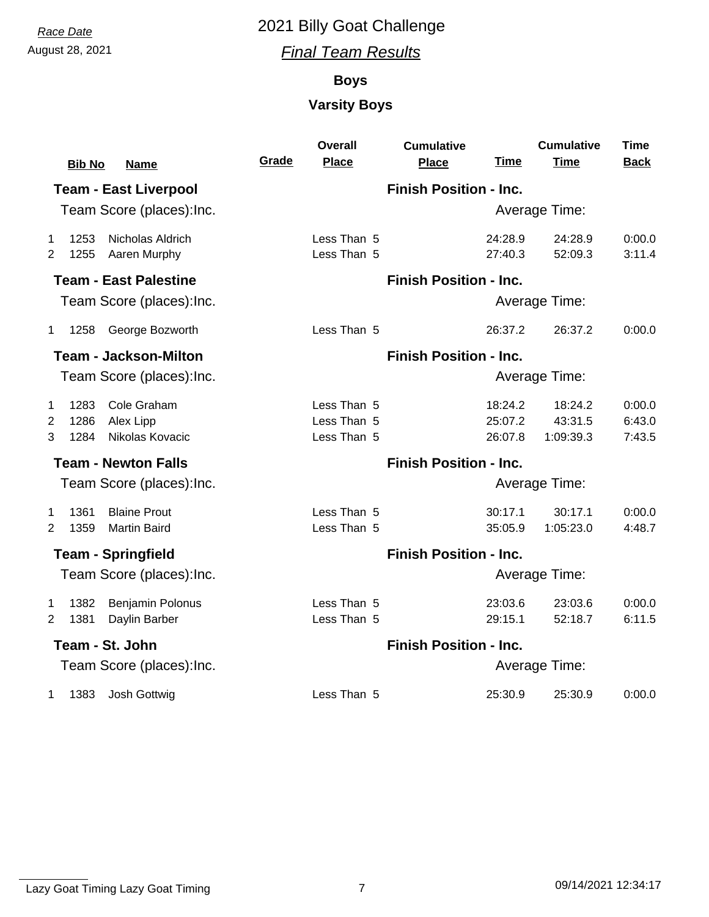*Race Date*
August 28, 2021

# 2021 Billy Goat Challenge

## *Final Team Results*

### Boys

### Varsity Boys

| | Bib No | Name | Grade | Overall Place | Cumulative Place | Time | Cumulative Time | Time Back |
|---|---|---|---|---|---|---|---|---|
| **Team - East Liverpool** | | | | | **Finish Position - Inc.** | | | |
| Team Score (places):Inc. | | | | | | Average Time: | | |
| 1 | 1253 | Nicholas Aldrich | | Less Than 5 | | 24:28.9 | 24:28.9 | 0:00.0 |
| 2 | 1255 | Aaren Murphy | | Less Than 5 | | 27:40.3 | 52:09.3 | 3:11.4 |
| **Team - East Palestine** | | | | | **Finish Position - Inc.** | | | |
| Team Score (places):Inc. | | | | | | Average Time: | | |
| 1 | 1258 | George Bozworth | | Less Than 5 | | 26:37.2 | 26:37.2 | 0:00.0 |
| **Team - Jackson-Milton** | | | | | **Finish Position - Inc.** | | | |
| Team Score (places):Inc. | | | | | | Average Time: | | |
| 1 | 1283 | Cole Graham | | Less Than 5 | | 18:24.2 | 18:24.2 | 0:00.0 |
| 2 | 1286 | Alex Lipp | | Less Than 5 | | 25:07.2 | 43:31.5 | 6:43.0 |
| 3 | 1284 | Nikolas Kovacic | | Less Than 5 | | 26:07.8 | 1:09:39.3 | 7:43.5 |
| **Team - Newton Falls** | | | | | **Finish Position - Inc.** | | | |
| Team Score (places):Inc. | | | | | | Average Time: | | |
| 1 | 1361 | Blaine Prout | | Less Than 5 | | 30:17.1 | 30:17.1 | 0:00.0 |
| 2 | 1359 | Martin Baird | | Less Than 5 | | 35:05.9 | 1:05:23.0 | 4:48.7 |
| **Team - Springfield** | | | | | **Finish Position - Inc.** | | | |
| Team Score (places):Inc. | | | | | | Average Time: | | |
| 1 | 1382 | Benjamin Polonus | | Less Than 5 | | 23:03.6 | 23:03.6 | 0:00.0 |
| 2 | 1381 | Daylin Barber | | Less Than 5 | | 29:15.1 | 52:18.7 | 6:11.5 |
| **Team - St. John** | | | | | **Finish Position - Inc.** | | | |
| Team Score (places):Inc. | | | | | | Average Time: | | |
| 1 | 1383 | Josh Gottwig | | Less Than 5 | | 25:30.9 | 25:30.9 | 0:00.0 |

Lazy Goat Timing Lazy Goat Timing 09/14/2021 12:34:17